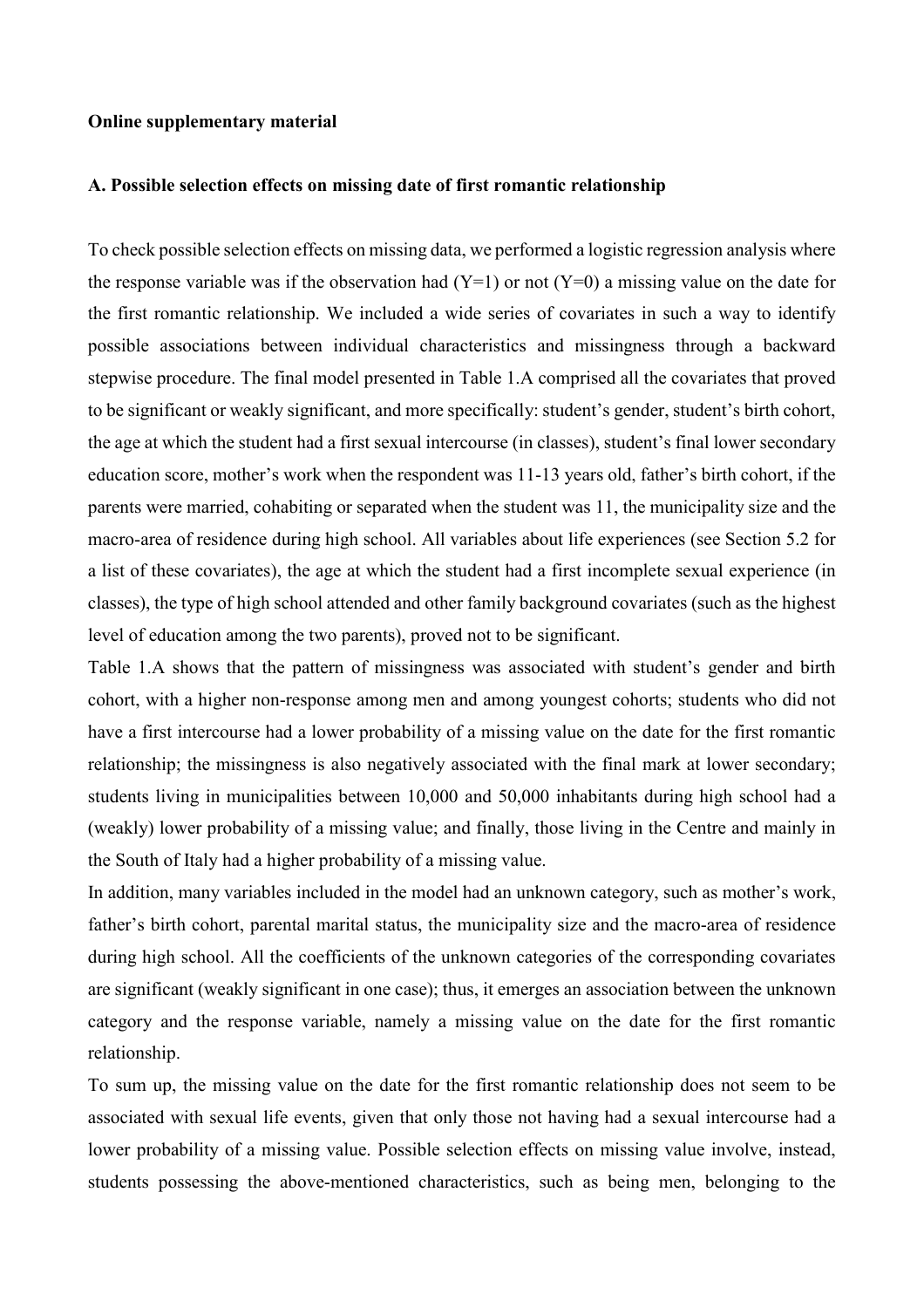**Online supplementary material**

**A. Possible selection effects on missing date of first romantic relationship**

To check possible selection effects on missing data, we performed a logistic regression analysis where the response variable was if the observation had (Y=1) or not (Y=0) a missing value on the date for the first romantic relationship. We included a wide series of covariates in such a way to identify possible associations between individual characteristics and missingness through a backward stepwise procedure. The final model presented in Table 1.A comprised all the covariates that proved to be significant or weakly significant, and more specifically: student's gender, student's birth cohort, the age at which the student had a first sexual intercourse (in classes), student's final lower secondary education score, mother's work when the respondent was 11-13 years old, father's birth cohort, if the parents were married, cohabiting or separated when the student was 11, the municipality size and the macro-area of residence during high school. All variables about life experiences (see Section 5.2 for a list of these covariates), the age at which the student had a first incomplete sexual experience (in classes), the type of high school attended and other family background covariates (such as the highest level of education among the two parents), proved not to be significant.

Table 1.A shows that the pattern of missingness was associated with student's gender and birth cohort, with a higher non-response among men and among youngest cohorts; students who did not have a first intercourse had a lower probability of a missing value on the date for the first romantic relationship; the missingness is also negatively associated with the final mark at lower secondary; students living in municipalities between 10,000 and 50,000 inhabitants during high school had a (weakly) lower probability of a missing value; and finally, those living in the Centre and mainly in the South of Italy had a higher probability of a missing value.

In addition, many variables included in the model had an unknown category, such as mother's work, father's birth cohort, parental marital status, the municipality size and the macro-area of residence during high school. All the coefficients of the unknown categories of the corresponding covariates are significant (weakly significant in one case); thus, it emerges an association between the unknown category and the response variable, namely a missing value on the date for the first romantic relationship.

To sum up, the missing value on the date for the first romantic relationship does not seem to be associated with sexual life events, given that only those not having had a sexual intercourse had a lower probability of a missing value. Possible selection effects on missing value involve, instead, students possessing the above-mentioned characteristics, such as being men, belonging to the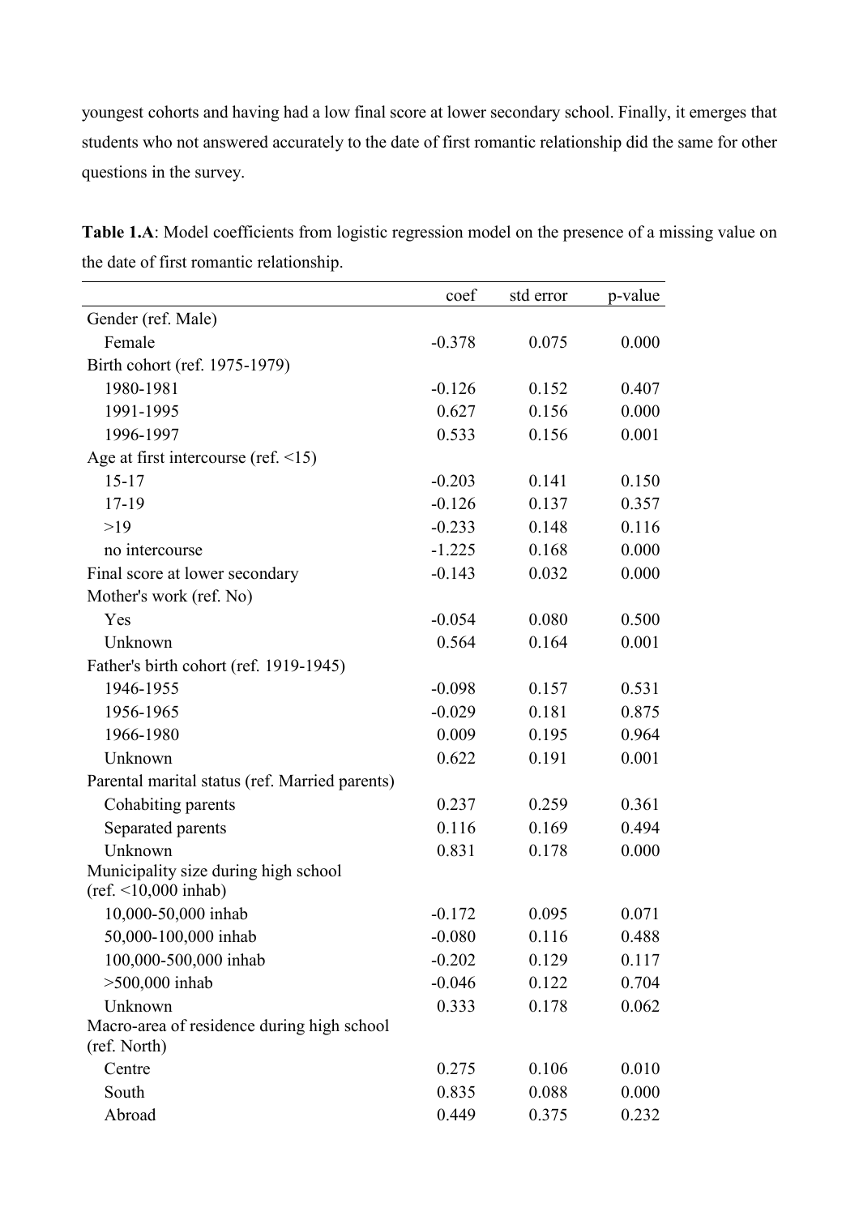youngest cohorts and having had a low final score at lower secondary school. Finally, it emerges that students who not answered accurately to the date of first romantic relationship did the same for other questions in the survey.

**Table 1.A**: Model coefficients from logistic regression model on the presence of a missing value on the date of first romantic relationship.

| | coef | std error | p-value |
|---|---|---|---|
| Gender (ref. Male) | | | |
| Female | -0.378 | 0.075 | 0.000 |
| Birth cohort (ref. 1975-1979) | | | |
| 1980-1981 | -0.126 | 0.152 | 0.407 |
| 1991-1995 | 0.627 | 0.156 | 0.000 |
| 1996-1997 | 0.533 | 0.156 | 0.001 |
| Age at first intercourse (ref. <15) | | | |
| 15-17 | -0.203 | 0.141 | 0.150 |
| 17-19 | -0.126 | 0.137 | 0.357 |
| >19 | -0.233 | 0.148 | 0.116 |
| no intercourse | -1.225 | 0.168 | 0.000 |
| Final score at lower secondary | -0.143 | 0.032 | 0.000 |
| Mother's work (ref. No) | | | |
| Yes | -0.054 | 0.080 | 0.500 |
| Unknown | 0.564 | 0.164 | 0.001 |
| Father's birth cohort (ref. 1919-1945) | | | |
| 1946-1955 | -0.098 | 0.157 | 0.531 |
| 1956-1965 | -0.029 | 0.181 | 0.875 |
| 1966-1980 | 0.009 | 0.195 | 0.964 |
| Unknown | 0.622 | 0.191 | 0.001 |
| Parental marital status (ref. Married parents) | | | |
| Cohabiting parents | 0.237 | 0.259 | 0.361 |
| Separated parents | 0.116 | 0.169 | 0.494 |
| Unknown | 0.831 | 0.178 | 0.000 |
| Municipality size during high school (ref. <10,000 inhab) | | | |
| 10,000-50,000 inhab | -0.172 | 0.095 | 0.071 |
| 50,000-100,000 inhab | -0.080 | 0.116 | 0.488 |
| 100,000-500,000 inhab | -0.202 | 0.129 | 0.117 |
| >500,000 inhab | -0.046 | 0.122 | 0.704 |
| Unknown | 0.333 | 0.178 | 0.062 |
| Macro-area of residence during high school (ref. North) | | | |
| Centre | 0.275 | 0.106 | 0.010 |
| South | 0.835 | 0.088 | 0.000 |
| Abroad | 0.449 | 0.375 | 0.232 |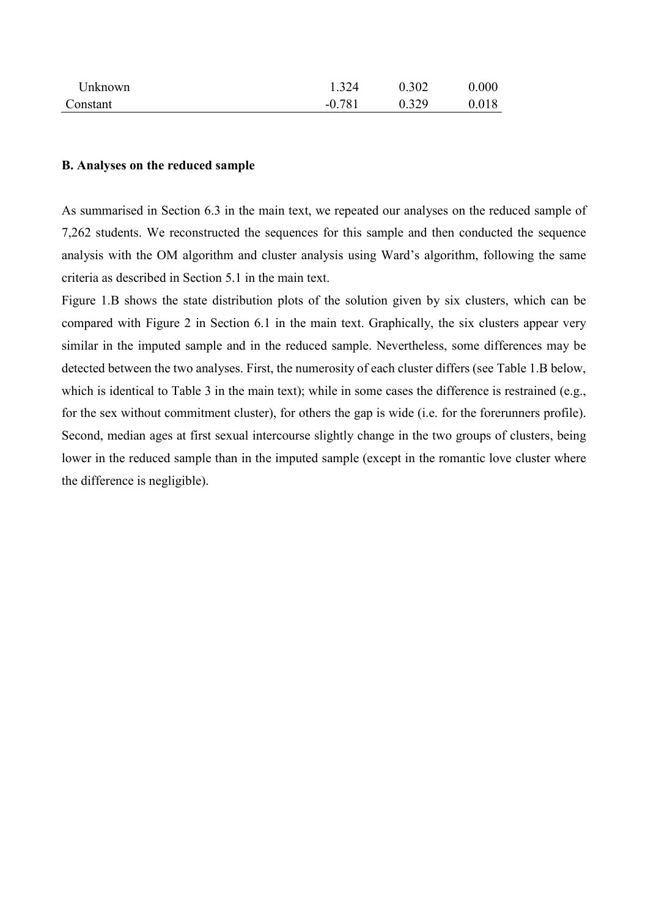| | | | |
|---|---|---|---|
| Unknown | 1.324 | 0.302 | 0.000 |
| Constant | -0.781 | 0.329 | 0.018 |

**B. Analyses on the reduced sample**

As summarised in Section 6.3 in the main text, we repeated our analyses on the reduced sample of 7,262 students. We reconstructed the sequences for this sample and then conducted the sequence analysis with the OM algorithm and cluster analysis using Ward's algorithm, following the same criteria as described in Section 5.1 in the main text.

Figure 1.B shows the state distribution plots of the solution given by six clusters, which can be compared with Figure 2 in Section 6.1 in the main text. Graphically, the six clusters appear very similar in the imputed sample and in the reduced sample. Nevertheless, some differences may be detected between the two analyses. First, the numerosity of each cluster differs (see Table 1.B below, which is identical to Table 3 in the main text); while in some cases the difference is restrained (e.g., for the sex without commitment cluster), for others the gap is wide (i.e. for the forerunners profile). Second, median ages at first sexual intercourse slightly change in the two groups of clusters, being lower in the reduced sample than in the imputed sample (except in the romantic love cluster where the difference is negligible).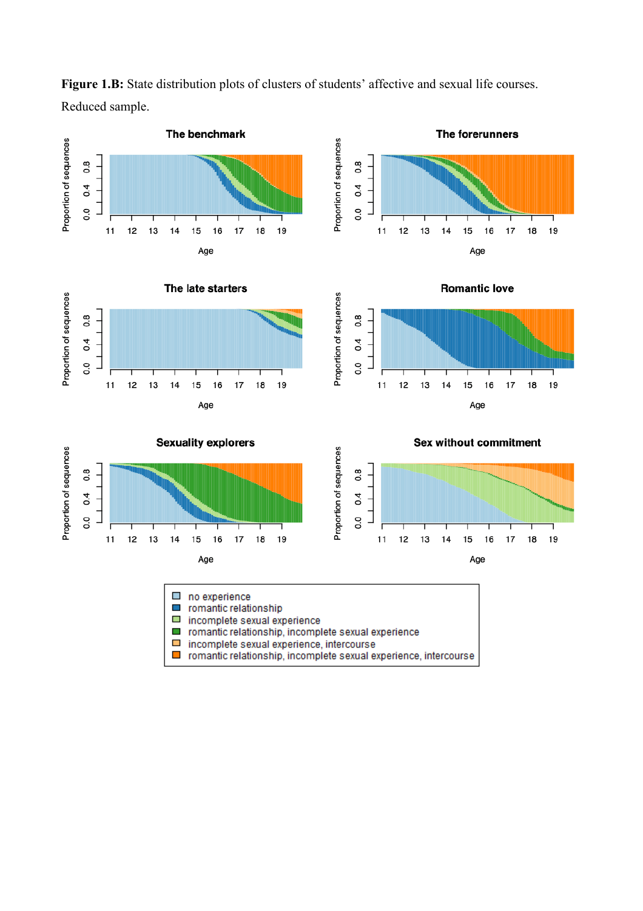**Figure 1.B:** State distribution plots of clusters of students' affective and sexual life courses. Reduced sample.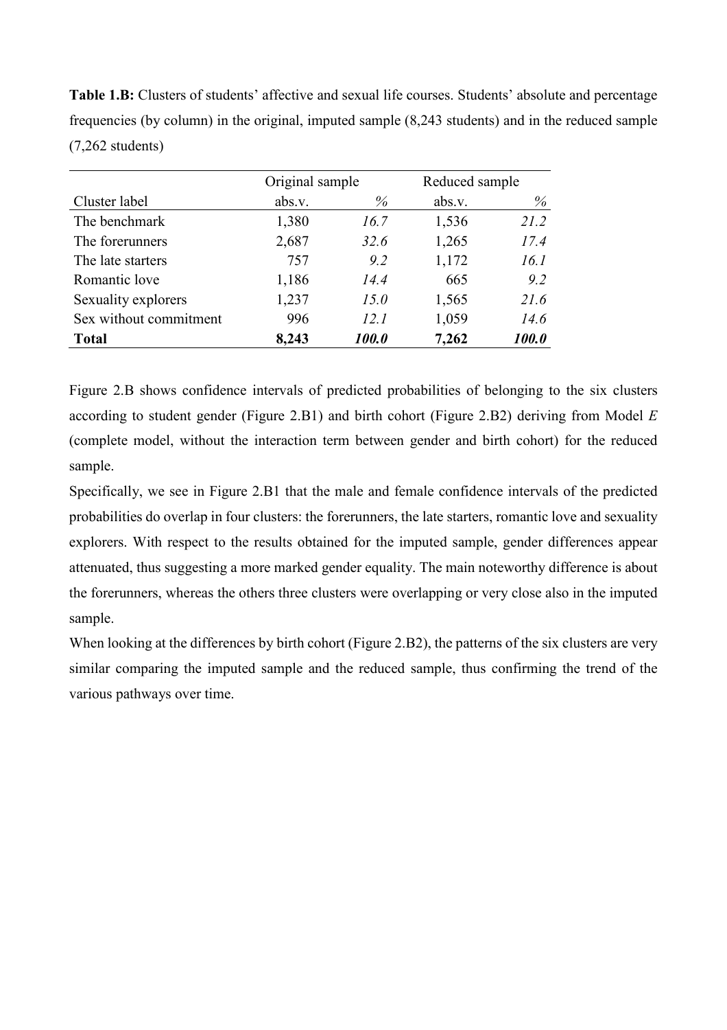**Table 1.B:** Clusters of students' affective and sexual life courses. Students' absolute and percentage frequencies (by column) in the original, imputed sample (8,243 students) and in the reduced sample (7,262 students)

| | Original sample | | Reduced sample | |
|---|---|---|---|---|
| Cluster label | abs.v. | % | abs.v. | % |
| The benchmark | 1,380 | *16.7* | 1,536 | *21.2* |
| The forerunners | 2,687 | *32.6* | 1,265 | *17.4* |
| The late starters | 757 | *9.2* | 1,172 | *16.1* |
| Romantic love | 1,186 | *14.4* | 665 | *9.2* |
| Sexuality explorers | 1,237 | *15.0* | 1,565 | *21.6* |
| Sex without commitment | 996 | *12.1* | 1,059 | *14.6* |
| **Total** | **8,243** | ***100.0*** | **7,262** | ***100.0*** |

Figure 2.B shows confidence intervals of predicted probabilities of belonging to the six clusters according to student gender (Figure 2.B1) and birth cohort (Figure 2.B2) deriving from Model *E* (complete model, without the interaction term between gender and birth cohort) for the reduced sample.

Specifically, we see in Figure 2.B1 that the male and female confidence intervals of the predicted probabilities do overlap in four clusters: the forerunners, the late starters, romantic love and sexuality explorers. With respect to the results obtained for the imputed sample, gender differences appear attenuated, thus suggesting a more marked gender equality. The main noteworthy difference is about the forerunners, whereas the others three clusters were overlapping or very close also in the imputed sample.

When looking at the differences by birth cohort (Figure 2.B2), the patterns of the six clusters are very similar comparing the imputed sample and the reduced sample, thus confirming the trend of the various pathways over time.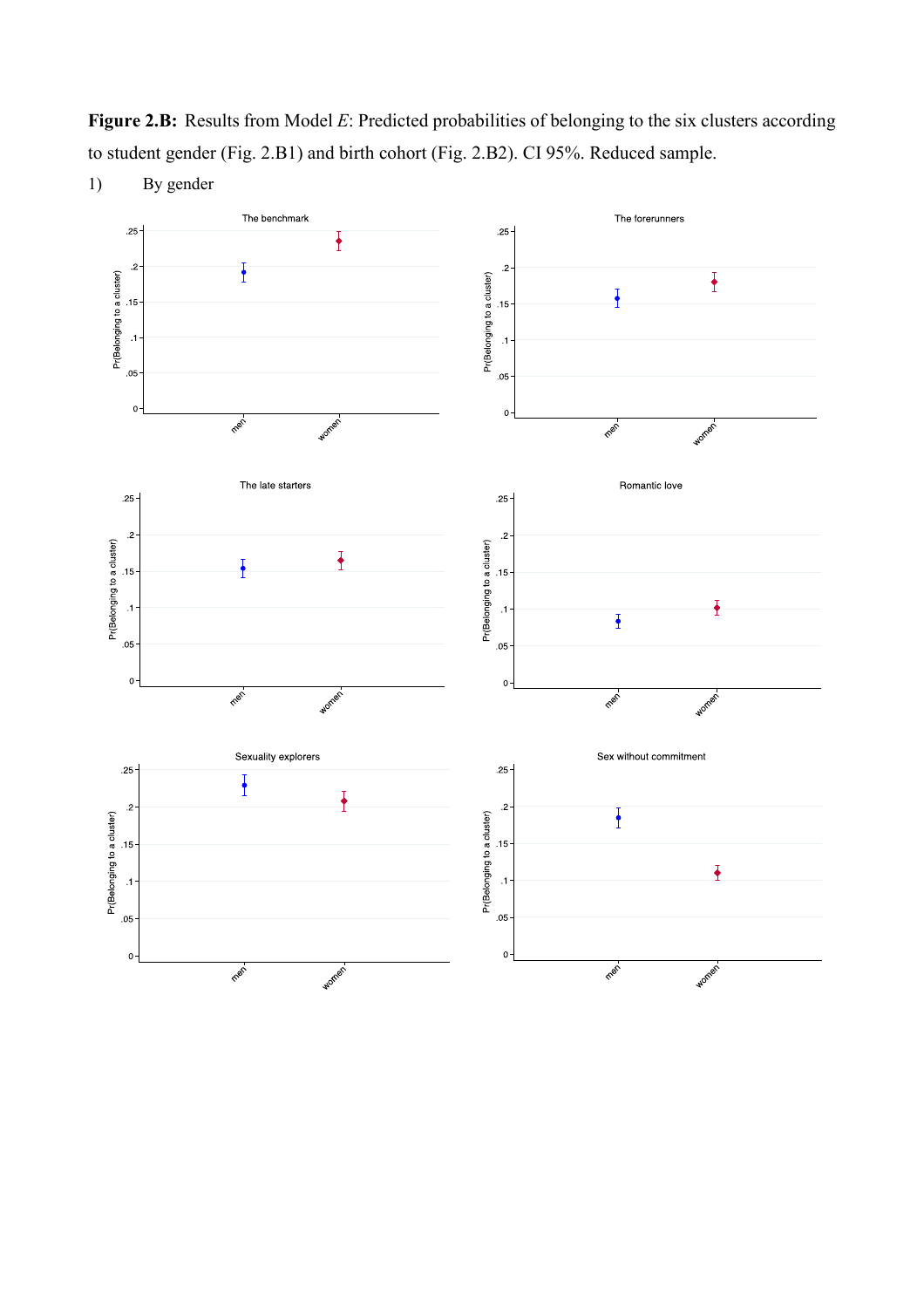**Figure 2.B:** Results from Model *E*: Predicted probabilities of belonging to the six clusters according to student gender (Fig. 2.B1) and birth cohort (Fig. 2.B2). CI 95%. Reduced sample.

1) By gender

The benchmark

The forerunners

The late starters

Romantic love

Sexuality explorers

Sex without commitment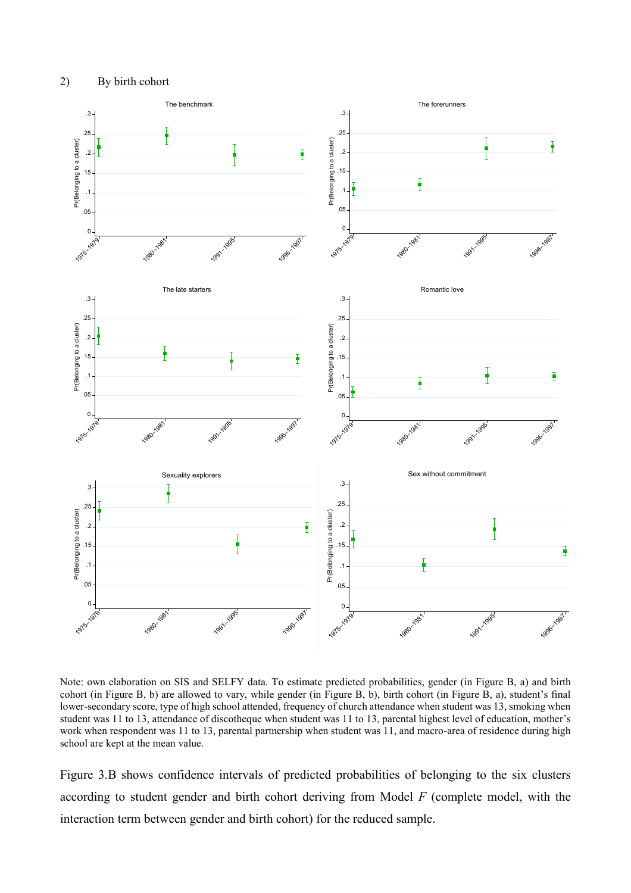2) By birth cohort

Note: own elaboration on SIS and SELFY data. To estimate predicted probabilities, gender (in Figure B, a) and birth cohort (in Figure B, b) are allowed to vary, while gender (in Figure B, b), birth cohort (in Figure B, a), student's final lower-secondary score, type of high school attended, frequency of church attendance when student was 13, smoking when student was 11 to 13, attendance of discotheque when student was 11 to 13, parental highest level of education, mother's work when respondent was 11 to 13, parental partnership when student was 11, and macro-area of residence during high school are kept at the mean value.

Figure 3.B shows confidence intervals of predicted probabilities of belonging to the six clusters according to student gender and birth cohort deriving from Model *F* (complete model, with the interaction term between gender and birth cohort) for the reduced sample.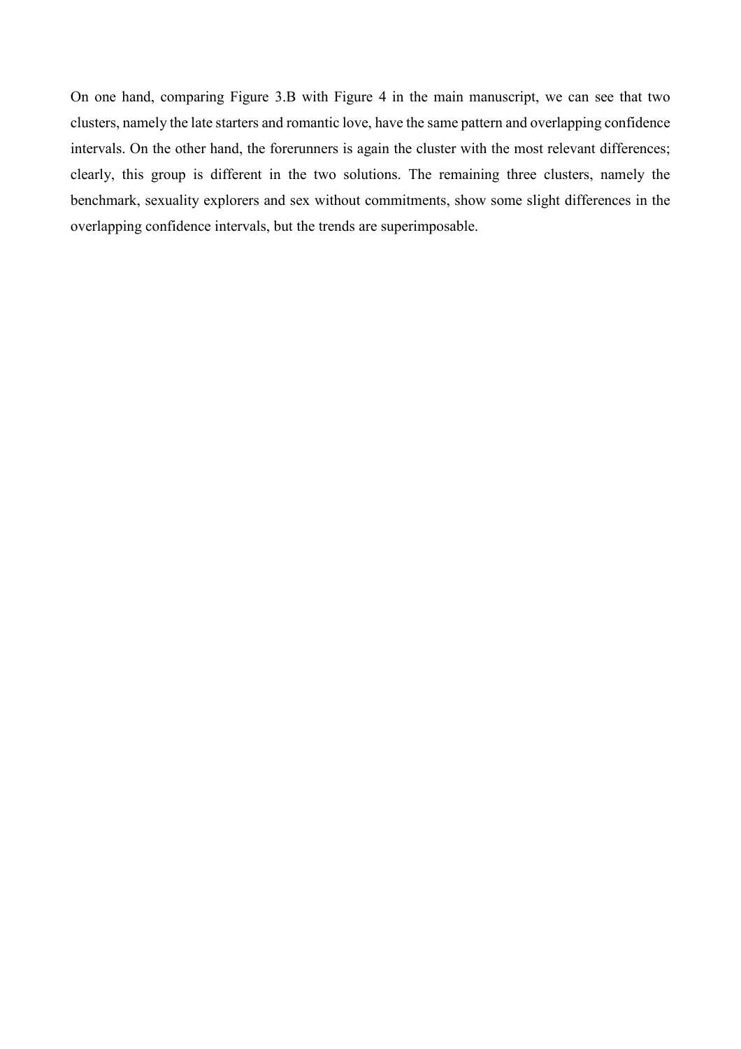On one hand, comparing Figure 3.B with Figure 4 in the main manuscript, we can see that two clusters, namely the late starters and romantic love, have the same pattern and overlapping confidence intervals. On the other hand, the forerunners is again the cluster with the most relevant differences; clearly, this group is different in the two solutions. The remaining three clusters, namely the benchmark, sexuality explorers and sex without commitments, show some slight differences in the overlapping confidence intervals, but the trends are superimposable.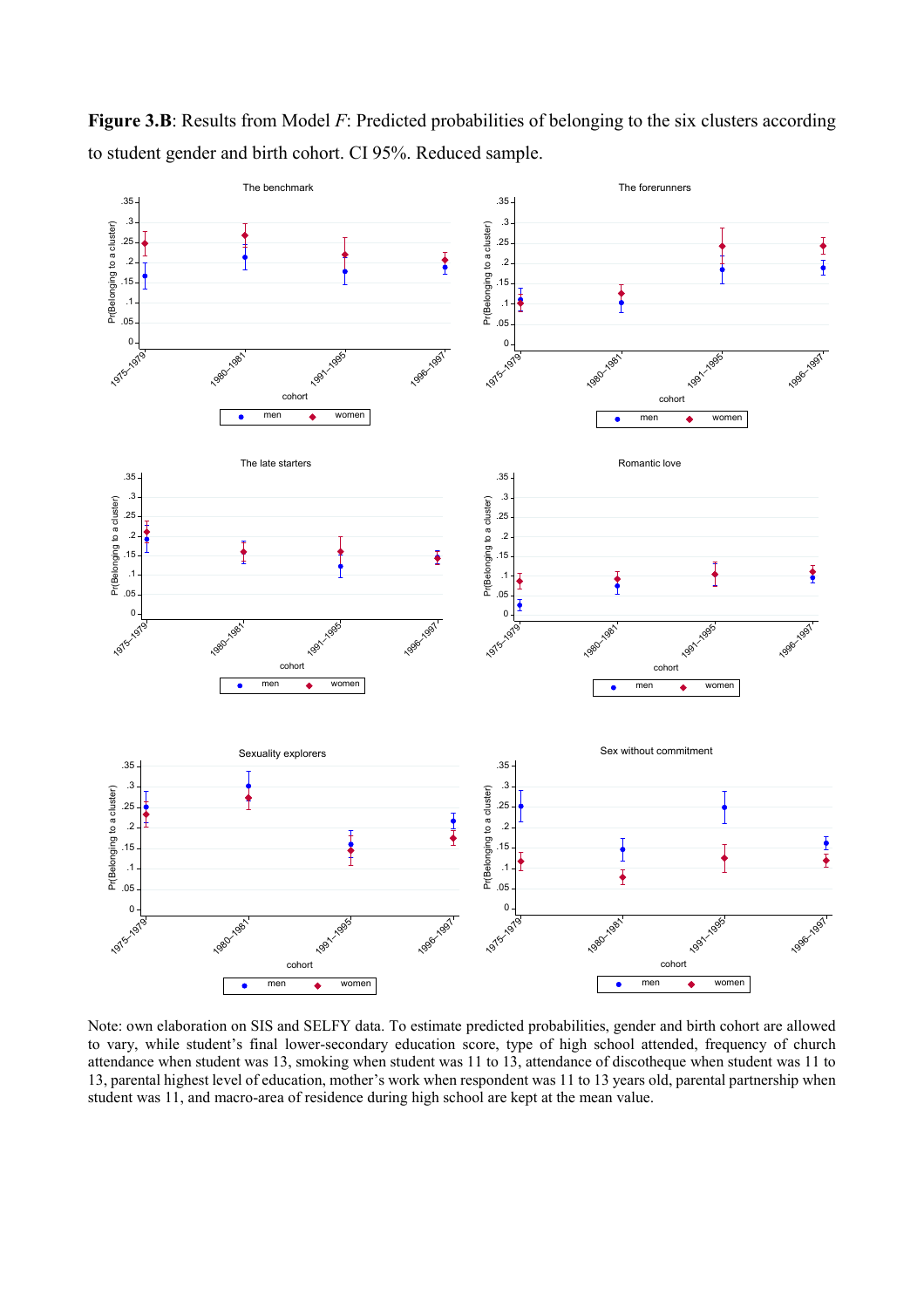**Figure 3.B**: Results from Model *F*: Predicted probabilities of belonging to the six clusters according to student gender and birth cohort. CI 95%. Reduced sample.

The benchmark

Pr(Belonging to a cluster)

0 .05 .1 .15 .2 .25 .3 .35

1975–1979 1980–1981 1991–1995 1996–1997

cohort

men women

The forerunners

Pr(Belonging to a cluster)

0 .05 .1 .15 .2 .25 .3 .35

1975–1979 1980–1981 1991–1995 1996–1997

cohort

men women

The late starters

Pr(Belonging to a cluster)

0 .05 .1 .15 .2 .25 .3 .35

1975–1979 1980–1981 1991–1995 1996–1997

cohort

men women

Romantic love

Pr(Belonging to a cluster)

0 .05 .1 .15 .2 .25 .3 .35

1975–1979 1980–1981 1991–1995 1996–1997

cohort

men women

Sexuality explorers

Pr(Belonging to a cluster)

0 .05 .1 .15 .2 .25 .3 .35

1975–1979 1980–1981 1991–1995 1996–1997

cohort

men women

Sex without commitment

Pr(Belonging to a cluster)

0 .05 .1 .15 .2 .25 .3 .35

1975–1979 1980–1981 1991–1995 1996–1997

cohort

men women

Note: own elaboration on SIS and SELFY data. To estimate predicted probabilities, gender and birth cohort are allowed to vary, while student's final lower-secondary education score, type of high school attended, frequency of church attendance when student was 13, smoking when student was 11 to 13, attendance of discotheque when student was 11 to 13, parental highest level of education, mother's work when respondent was 11 to 13 years old, parental partnership when student was 11, and macro-area of residence during high school are kept at the mean value.